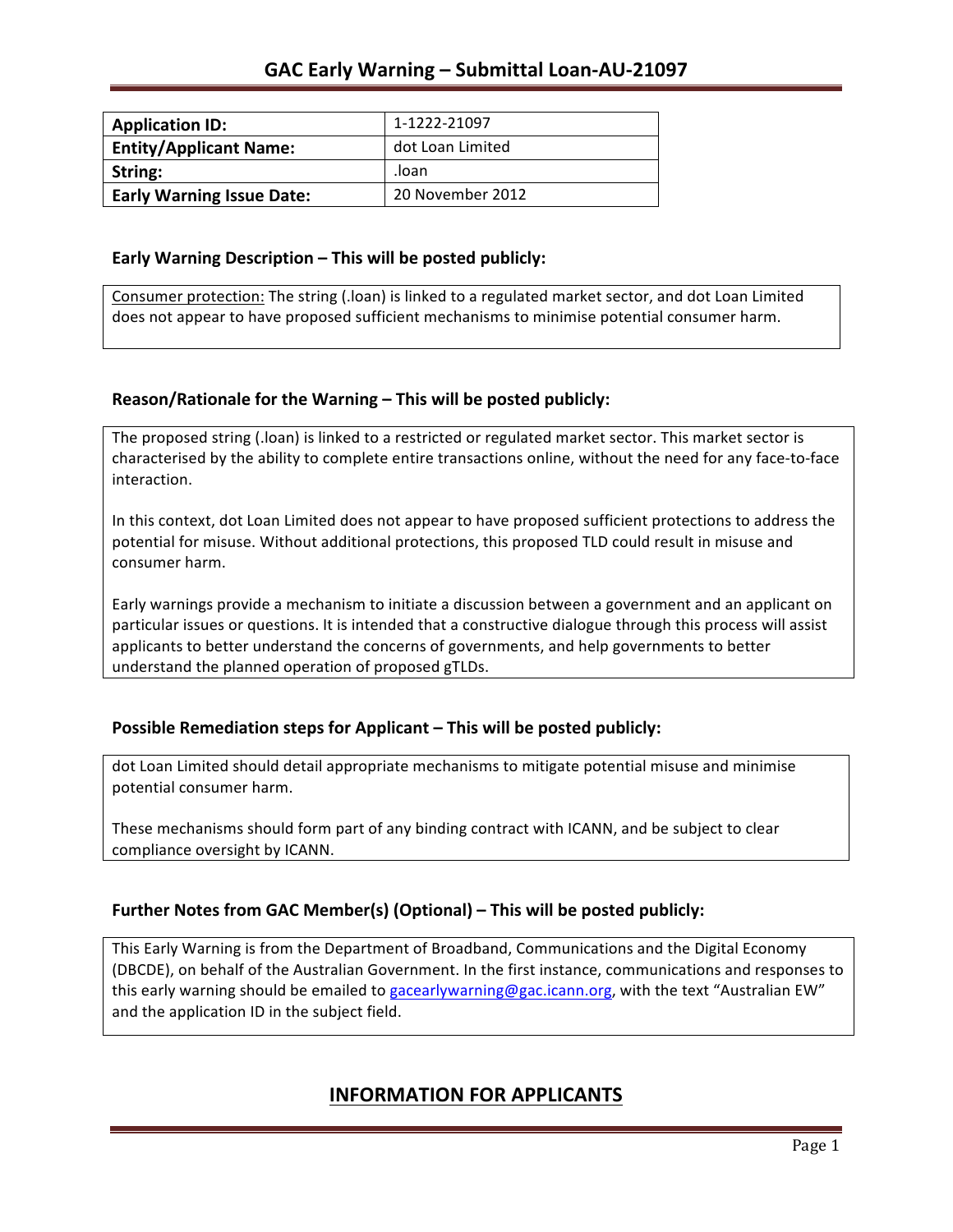# GAC Early Warning – Submittal Loan-AU-21097

| **Application ID:** | 1-1222-21097 |
|---|---|
| **Entity/Applicant Name:** | dot Loan Limited |
| **String:** | .loan |
| **Early Warning Issue Date:** | 20 November 2012 |

### Early Warning Description – This will be posted publicly:

Consumer protection: The string (.loan) is linked to a regulated market sector, and dot Loan Limited does not appear to have proposed sufficient mechanisms to minimise potential consumer harm.

### Reason/Rationale for the Warning – This will be posted publicly:

The proposed string (.loan) is linked to a restricted or regulated market sector. This market sector is characterised by the ability to complete entire transactions online, without the need for any face-to-face interaction.

In this context, dot Loan Limited does not appear to have proposed sufficient protections to address the potential for misuse. Without additional protections, this proposed TLD could result in misuse and consumer harm.

Early warnings provide a mechanism to initiate a discussion between a government and an applicant on particular issues or questions. It is intended that a constructive dialogue through this process will assist applicants to better understand the concerns of governments, and help governments to better understand the planned operation of proposed gTLDs.

### Possible Remediation steps for Applicant – This will be posted publicly:

dot Loan Limited should detail appropriate mechanisms to mitigate potential misuse and minimise potential consumer harm.

These mechanisms should form part of any binding contract with ICANN, and be subject to clear compliance oversight by ICANN.

### Further Notes from GAC Member(s) (Optional) – This will be posted publicly:

This Early Warning is from the Department of Broadband, Communications and the Digital Economy (DBCDE), on behalf of the Australian Government. In the first instance, communications and responses to this early warning should be emailed to gacearlywarning@gac.icann.org, with the text "Australian EW" and the application ID in the subject field.

## INFORMATION FOR APPLICANTS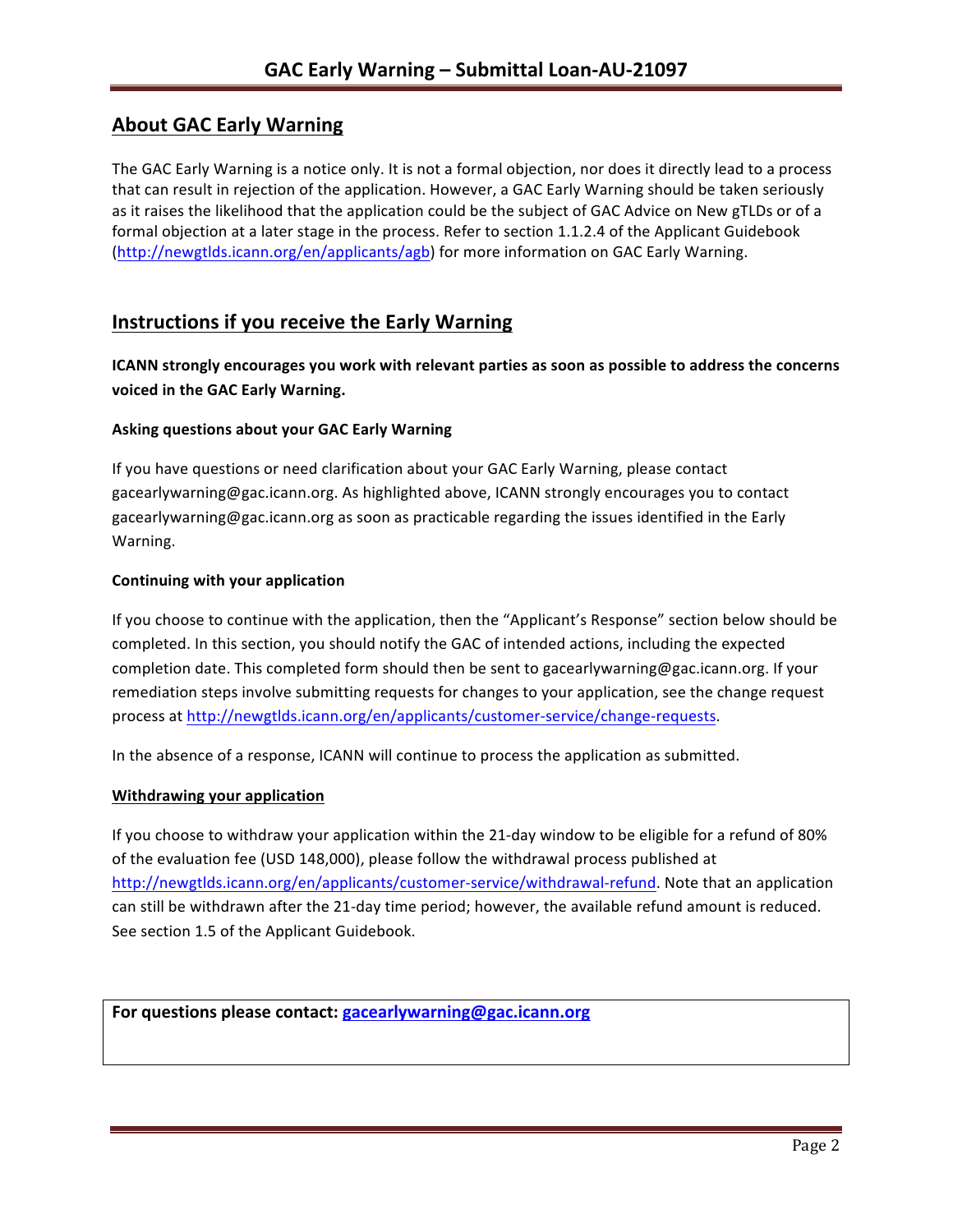## About GAC Early Warning

The GAC Early Warning is a notice only. It is not a formal objection, nor does it directly lead to a process that can result in rejection of the application. However, a GAC Early Warning should be taken seriously as it raises the likelihood that the application could be the subject of GAC Advice on New gTLDs or of a formal objection at a later stage in the process. Refer to section 1.1.2.4 of the Applicant Guidebook (http://newgtlds.icann.org/en/applicants/agb) for more information on GAC Early Warning.

## Instructions if you receive the Early Warning

**ICANN strongly encourages you work with relevant parties as soon as possible to address the concerns voiced in the GAC Early Warning.**

### Asking questions about your GAC Early Warning

If you have questions or need clarification about your GAC Early Warning, please contact gacearlywarning@gac.icann.org. As highlighted above, ICANN strongly encourages you to contact gacearlywarning@gac.icann.org as soon as practicable regarding the issues identified in the Early Warning.

### Continuing with your application

If you choose to continue with the application, then the "Applicant's Response" section below should be completed. In this section, you should notify the GAC of intended actions, including the expected completion date. This completed form should then be sent to gacearlywarning@gac.icann.org. If your remediation steps involve submitting requests for changes to your application, see the change request process at http://newgtlds.icann.org/en/applicants/customer-service/change-requests.

In the absence of a response, ICANN will continue to process the application as submitted.

### Withdrawing your application

If you choose to withdraw your application within the 21-day window to be eligible for a refund of 80% of the evaluation fee (USD 148,000), please follow the withdrawal process published at http://newgtlds.icann.org/en/applicants/customer-service/withdrawal-refund. Note that an application can still be withdrawn after the 21-day time period; however, the available refund amount is reduced. See section 1.5 of the Applicant Guidebook.

**For questions please contact: gacearlywarning@gac.icann.org**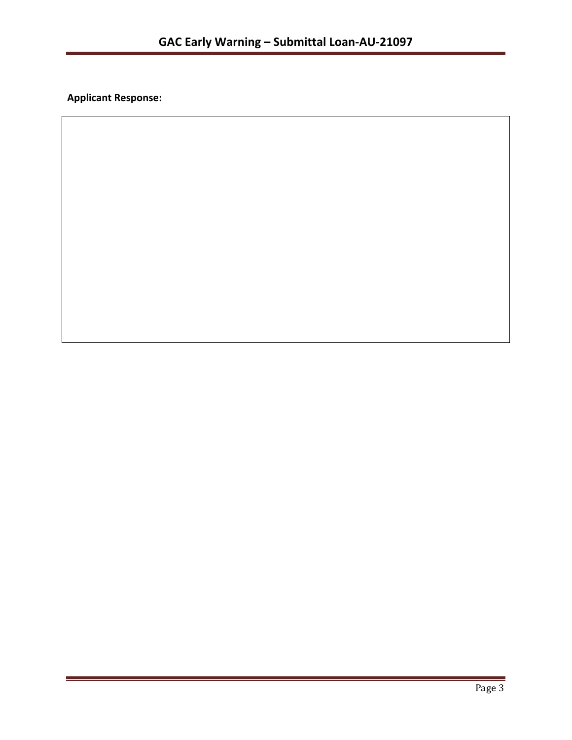**Applicant Response:**